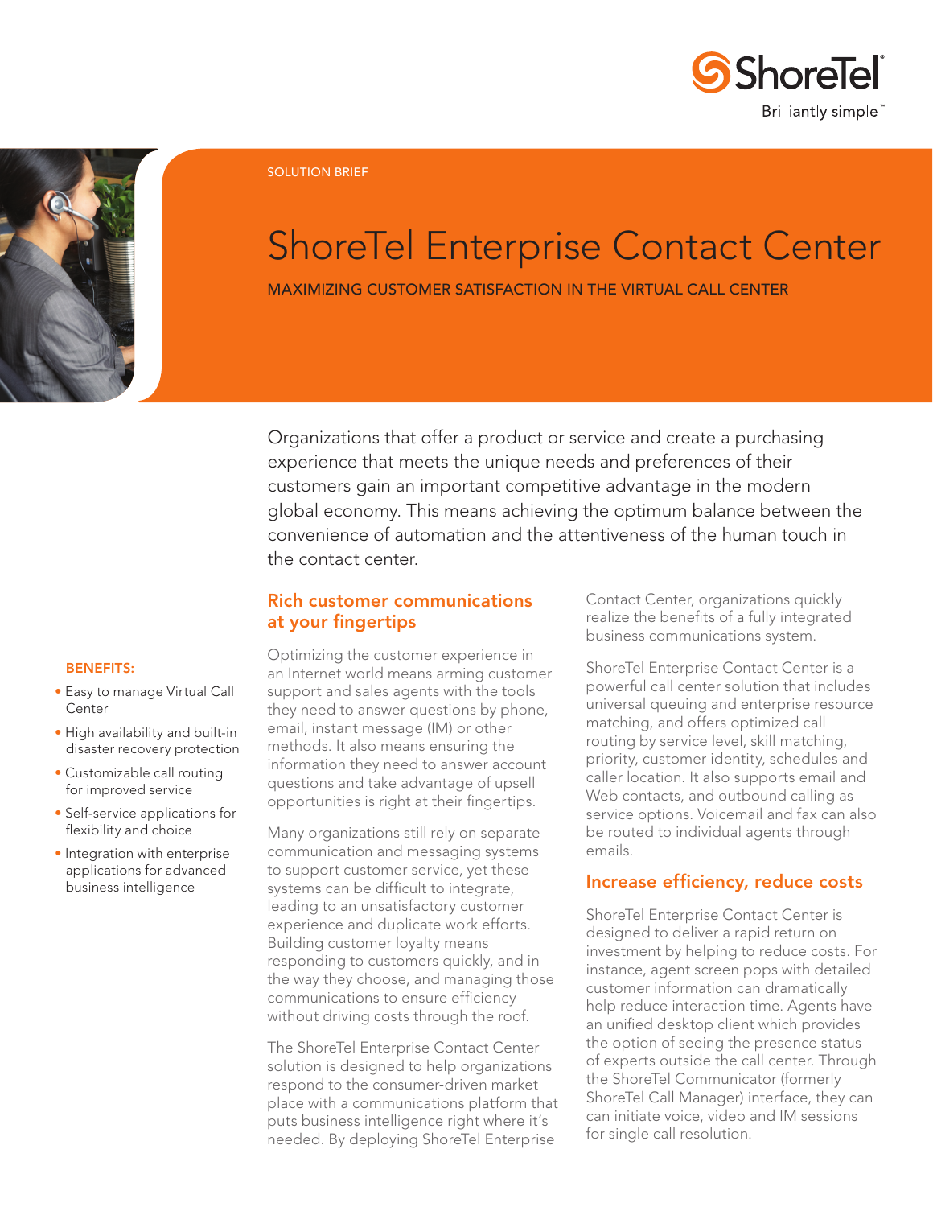ShoreTel — Brilliantly simple™

SOLUTION BRIEF

# ShoreTel Enterprise Contact Center

MAXIMIZING CUSTOMER SATISFACTION IN THE VIRTUAL CALL CENTER

Organizations that offer a product or service and create a purchasing experience that meets the unique needs and preferences of their customers gain an important competitive advantage in the modern global economy. This means achieving the optimum balance between the convenience of automation and the attentiveness of the human touch in the contact center.

**BENEFITS:**

- Easy to manage Virtual Call Center
- High availability and built-in disaster recovery protection
- Customizable call routing for improved service
- Self-service applications for flexibility and choice
- Integration with enterprise applications for advanced business intelligence

## Rich customer communications at your fingertips

Optimizing the customer experience in an Internet world means arming customer support and sales agents with the tools they need to answer questions by phone, email, instant message (IM) or other methods. It also means ensuring the information they need to answer account questions and take advantage of upsell opportunities is right at their fingertips.

Many organizations still rely on separate communication and messaging systems to support customer service, yet these systems can be difficult to integrate, leading to an unsatisfactory customer experience and duplicate work efforts. Building customer loyalty means responding to customers quickly, and in the way they choose, and managing those communications to ensure efficiency without driving costs through the roof.

The ShoreTel Enterprise Contact Center solution is designed to help organizations respond to the consumer-driven market place with a communications platform that puts business intelligence right where it's needed. By deploying ShoreTel Enterprise Contact Center, organizations quickly realize the benefits of a fully integrated business communications system.

ShoreTel Enterprise Contact Center is a powerful call center solution that includes universal queuing and enterprise resource matching, and offers optimized call routing by service level, skill matching, priority, customer identity, schedules and caller location. It also supports email and Web contacts, and outbound calling as service options. Voicemail and fax can also be routed to individual agents through emails.

## Increase efficiency, reduce costs

ShoreTel Enterprise Contact Center is designed to deliver a rapid return on investment by helping to reduce costs. For instance, agent screen pops with detailed customer information can dramatically help reduce interaction time. Agents have an unified desktop client which provides the option of seeing the presence status of experts outside the call center. Through the ShoreTel Communicator (formerly ShoreTel Call Manager) interface, they can can initiate voice, video and IM sessions for single call resolution.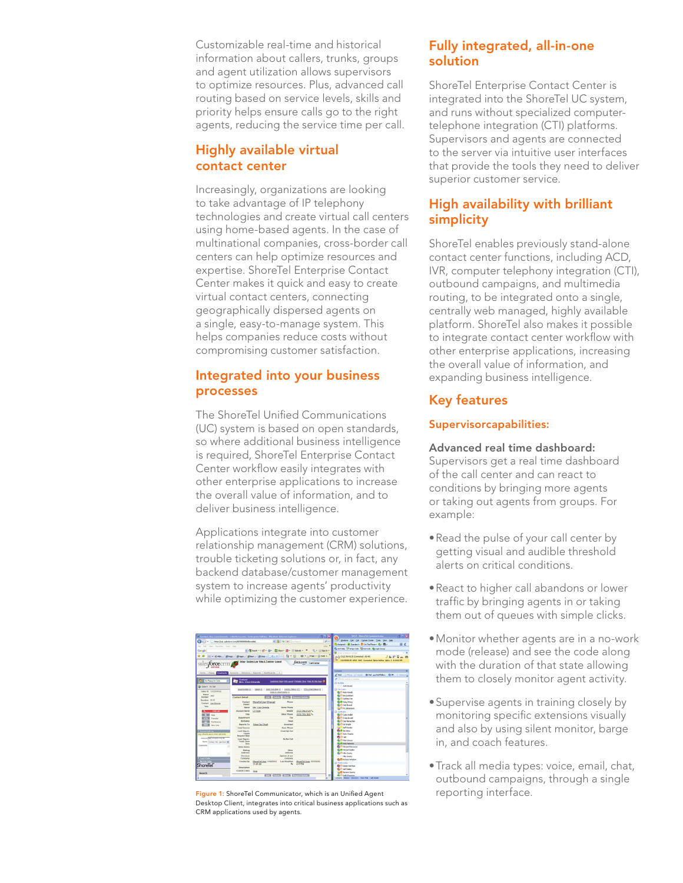Customizable real-time and historical information about callers, trunks, groups and agent utilization allows supervisors to optimize resources. Plus, advanced call routing based on service levels, skills and priority helps ensure calls go to the right agents, reducing the service time per call.

## Highly available virtual contact center

Increasingly, organizations are looking to take advantage of IP telephony technologies and create virtual call centers using home-based agents. In the case of multinational companies, cross-border call centers can help optimize resources and expertise. ShoreTel Enterprise Contact Center makes it quick and easy to create virtual contact centers, connecting geographically dispersed agents on a single, easy-to-manage system. This helps companies reduce costs without compromising customer satisfaction.

## Integrated into your business processes

The ShoreTel Unified Communications (UC) system is based on open standards, so where additional business intelligence is required, ShoreTel Enterprise Contact Center workflow easily integrates with other enterprise applications to increase the overall value of information, and to deliver business intelligence.

Applications integrate into customer relationship management (CRM) solutions, trouble ticketing solutions or, in fact, any backend database/customer management system to increase agents' productivity while optimizing the customer experience.

**Figure 1:** ShoreTel Communicator, which is an Unified Agent Desktop Client, integrates into critical business applications such as CRM applications used by agents.

## Fully integrated, all-in-one solution

ShoreTel Enterprise Contact Center is integrated into the ShoreTel UC system, and runs without specialized computer-telephone integration (CTI) platforms. Supervisors and agents are connected to the server via intuitive user interfaces that provide the tools they need to deliver superior customer service.

## High availability with brilliant simplicity

ShoreTel enables previously stand-alone contact center functions, including ACD, IVR, computer telephony integration (CTI), outbound campaigns, and multimedia routing, to be integrated onto a single, centrally web managed, highly available platform. ShoreTel also makes it possible to integrate contact center workflow with other enterprise applications, increasing the overall value of information, and expanding business intelligence.

## Key features

### Supervisorcapabilities:

**Advanced real time dashboard:**
Supervisors get a real time dashboard of the call center and can react to conditions by bringing more agents or taking out agents from groups. For example:

- Read the pulse of your call center by getting visual and audible threshold alerts on critical conditions.
- React to higher call abandons or lower traffic by bringing agents in or taking them out of queues with simple clicks.
- Monitor whether agents are in a no-work mode (release) and see the code along with the duration of that state allowing them to closely monitor agent activity.
- Supervise agents in training closely by monitoring specific extensions visually and also by using silent monitor, barge in, and coach features.
- Track all media types: voice, email, chat, outbound campaigns, through a single reporting interface.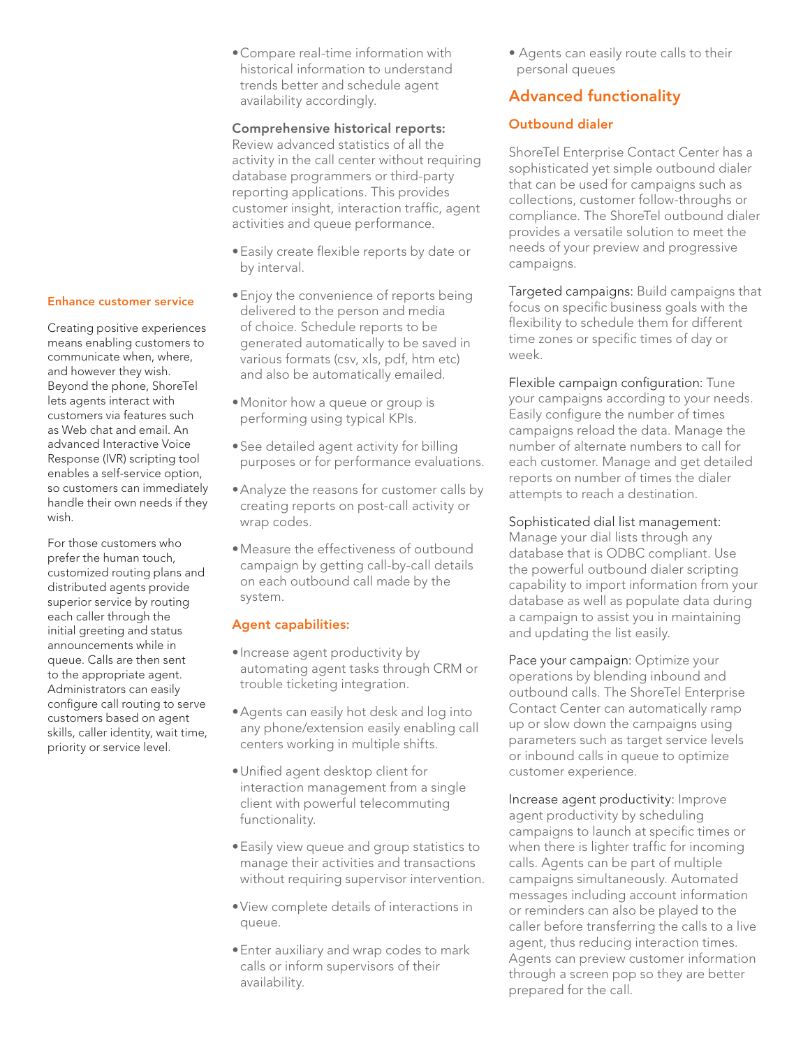- Compare real-time information with historical information to understand trends better and schedule agent availability accordingly.

**Comprehensive historical reports:** Review advanced statistics of all the activity in the call center without requiring database programmers or third-party reporting applications. This provides customer insight, interaction traffic, agent activities and queue performance.

- Easily create flexible reports by date or by interval.
- Enjoy the convenience of reports being delivered to the person and media of choice. Schedule reports to be generated automatically to be saved in various formats (csv, xls, pdf, htm etc) and also be automatically emailed.
- Monitor how a queue or group is performing using typical KPIs.
- See detailed agent activity for billing purposes or for performance evaluations.
- Analyze the reasons for customer calls by creating reports on post-call activity or wrap codes.
- Measure the effectiveness of outbound campaign by getting call-by-call details on each outbound call made by the system.

### Agent capabilities:

- Increase agent productivity by automating agent tasks through CRM or trouble ticketing integration.
- Agents can easily hot desk and log into any phone/extension easily enabling call centers working in multiple shifts.
- Unified agent desktop client for interaction management from a single client with powerful telecommuting functionality.
- Easily view queue and group statistics to manage their activities and transactions without requiring supervisor intervention.
- View complete details of interactions in queue.
- Enter auxiliary and wrap codes to mark calls or inform supervisors of their availability.
- Agents can easily route calls to their personal queues

## Advanced functionality

### Outbound dialer

ShoreTel Enterprise Contact Center has a sophisticated yet simple outbound dialer that can be used for campaigns such as collections, customer follow-throughs or compliance. The ShoreTel outbound dialer provides a versatile solution to meet the needs of your preview and progressive campaigns.

Targeted campaigns: Build campaigns that focus on specific business goals with the flexibility to schedule them for different time zones or specific times of day or week.

Flexible campaign configuration: Tune your campaigns according to your needs. Easily configure the number of times campaigns reload the data. Manage the number of alternate numbers to call for each customer. Manage and get detailed reports on number of times the dialer attempts to reach a destination.

Sophisticated dial list management: Manage your dial lists through any database that is ODBC compliant. Use the powerful outbound dialer scripting capability to import information from your database as well as populate data during a campaign to assist you in maintaining and updating the list easily.

Pace your campaign: Optimize your operations by blending inbound and outbound calls. The ShoreTel Enterprise Contact Center can automatically ramp up or slow down the campaigns using parameters such as target service levels or inbound calls in queue to optimize customer experience.

Increase agent productivity: Improve agent productivity by scheduling campaigns to launch at specific times or when there is lighter traffic for incoming calls. Agents can be part of multiple campaigns simultaneously. Automated messages including account information or reminders can also be played to the caller before transferring the calls to a live agent, thus reducing interaction times. Agents can preview customer information through a screen pop so they are better prepared for the call.

### Enhance customer service

Creating positive experiences means enabling customers to communicate when, where, and however they wish. Beyond the phone, ShoreTel lets agents interact with customers via features such as Web chat and email. An advanced Interactive Voice Response (IVR) scripting tool enables a self-service option, so customers can immediately handle their own needs if they wish.

For those customers who prefer the human touch, customized routing plans and distributed agents provide superior service by routing each caller through the initial greeting and status announcements while in queue. Calls are then sent to the appropriate agent. Administrators can easily configure call routing to serve customers based on agent skills, caller identity, wait time, priority or service level.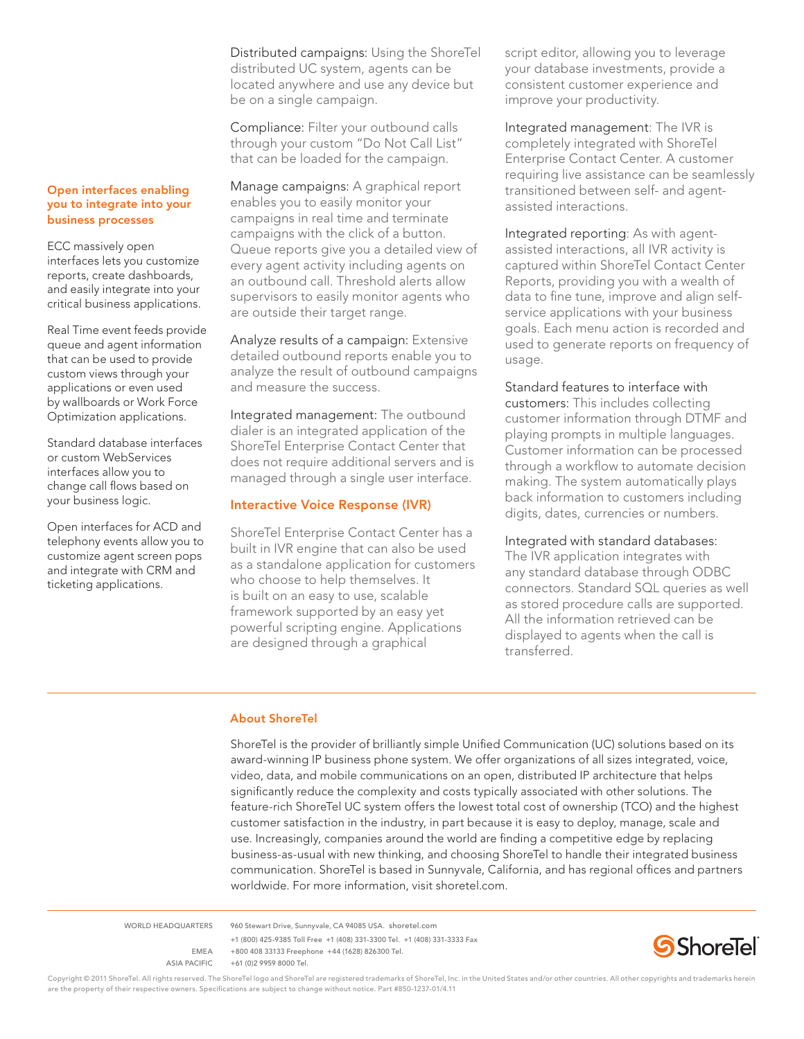### Open interfaces enabling you to integrate into your business processes

ECC massively open interfaces lets you customize reports, create dashboards, and easily integrate into your critical business applications.

Real Time event feeds provide queue and agent information that can be used to provide custom views through your applications or even used by wallboards or Work Force Optimization applications.

Standard database interfaces or custom WebServices interfaces allow you to change call flows based on your business logic.

Open interfaces for ACD and telephony events allow you to customize agent screen pops and integrate with CRM and ticketing applications.

Distributed campaigns: Using the ShoreTel distributed UC system, agents can be located anywhere and use any device but be on a single campaign.

Compliance: Filter your outbound calls through your custom “Do Not Call List” that can be loaded for the campaign.

Manage campaigns: A graphical report enables you to easily monitor your campaigns in real time and terminate campaigns with the click of a button. Queue reports give you a detailed view of every agent activity including agents on an outbound call. Threshold alerts allow supervisors to easily monitor agents who are outside their target range.

Analyze results of a campaign: Extensive detailed outbound reports enable you to analyze the result of outbound campaigns and measure the success.

Integrated management: The outbound dialer is an integrated application of the ShoreTel Enterprise Contact Center that does not require additional servers and is managed through a single user interface.

### Interactive Voice Response (IVR)

ShoreTel Enterprise Contact Center has a built in IVR engine that can also be used as a standalone application for customers who choose to help themselves. It is built on an easy to use, scalable framework supported by an easy yet powerful scripting engine. Applications are designed through a graphical script editor, allowing you to leverage your database investments, provide a consistent customer experience and improve your productivity.

Integrated management: The IVR is completely integrated with ShoreTel Enterprise Contact Center. A customer requiring live assistance can be seamlessly transitioned between self- and agent-assisted interactions.

Integrated reporting: As with agent-assisted interactions, all IVR activity is captured within ShoreTel Contact Center Reports, providing you with a wealth of data to fine tune, improve and align self-service applications with your business goals. Each menu action is recorded and used to generate reports on frequency of usage.

Standard features to interface with customers: This includes collecting customer information through DTMF and playing prompts in multiple languages. Customer information can be processed through a workflow to automate decision making. The system automatically plays back information to customers including digits, dates, currencies or numbers.

Integrated with standard databases: The IVR application integrates with any standard database through ODBC connectors. Standard SQL queries as well as stored procedure calls are supported. All the information retrieved can be displayed to agents when the call is transferred.

### About ShoreTel

ShoreTel is the provider of brilliantly simple Unified Communication (UC) solutions based on its award-winning IP business phone system. We offer organizations of all sizes integrated, voice, video, data, and mobile communications on an open, distributed IP architecture that helps significantly reduce the complexity and costs typically associated with other solutions. The feature-rich ShoreTel UC system offers the lowest total cost of ownership (TCO) and the highest customer satisfaction in the industry, in part because it is easy to deploy, manage, scale and use. Increasingly, companies around the world are finding a competitive edge by replacing business-as-usual with new thinking, and choosing ShoreTel to handle their integrated business communication. ShoreTel is based in Sunnyvale, California, and has regional offices and partners worldwide. For more information, visit shoretel.com.

WORLD HEADQUARTERS 960 Stewart Drive, Sunnyvale, CA 94085 USA. shoretel.com
+1 (800) 425-9385 Toll Free +1 (408) 331-3300 Tel. +1 (408) 331-3333 Fax

EMEA +800 408 33133 Freephone +44 (1628) 826300 Tel.

ASIA PACIFIC +61 (0)2 9959 8000 Tel.

ShoreTel

Copyright © 2011 ShoreTel. All rights reserved. The ShoreTel logo and ShoreTel are registered trademarks of ShoreTel, Inc. in the United States and/or other countries. All other copyrights and trademarks herein are the property of their respective owners. Specifications are subject to change without notice. Part #850-1237-01/4.11